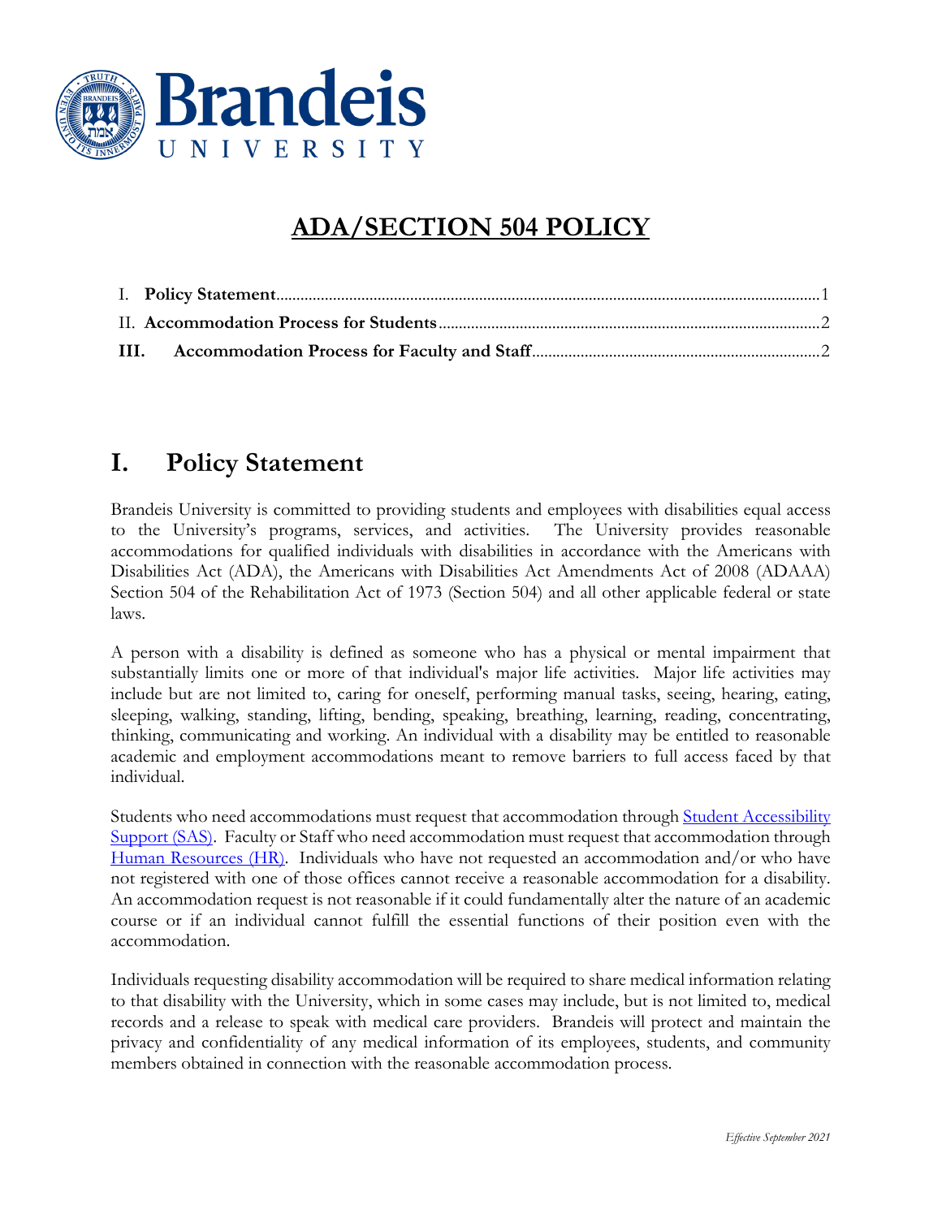Brandeis University

# ADA/SECTION 504 POLICY

I. **Policy Statement**....................1
II. **Accommodation Process for Students**....................2
**III. Accommodation Process for Faculty and Staff**....................2

## I. Policy Statement

Brandeis University is committed to providing students and employees with disabilities equal access to the University's programs, services, and activities. The University provides reasonable accommodations for qualified individuals with disabilities in accordance with the Americans with Disabilities Act (ADA), the Americans with Disabilities Act Amendments Act of 2008 (ADAAA) Section 504 of the Rehabilitation Act of 1973 (Section 504) and all other applicable federal or state laws.

A person with a disability is defined as someone who has a physical or mental impairment that substantially limits one or more of that individual's major life activities. Major life activities may include but are not limited to, caring for oneself, performing manual tasks, seeing, hearing, eating, sleeping, walking, standing, lifting, bending, speaking, breathing, learning, reading, concentrating, thinking, communicating and working. An individual with a disability may be entitled to reasonable academic and employment accommodations meant to remove barriers to full access faced by that individual.

Students who need accommodations must request that accommodation through Student Accessibility Support (SAS). Faculty or Staff who need accommodation must request that accommodation through Human Resources (HR). Individuals who have not requested an accommodation and/or who have not registered with one of those offices cannot receive a reasonable accommodation for a disability. An accommodation request is not reasonable if it could fundamentally alter the nature of an academic course or if an individual cannot fulfill the essential functions of their position even with the accommodation.

Individuals requesting disability accommodation will be required to share medical information relating to that disability with the University, which in some cases may include, but is not limited to, medical records and a release to speak with medical care providers. Brandeis will protect and maintain the privacy and confidentiality of any medical information of its employees, students, and community members obtained in connection with the reasonable accommodation process.

*Effective September 2021*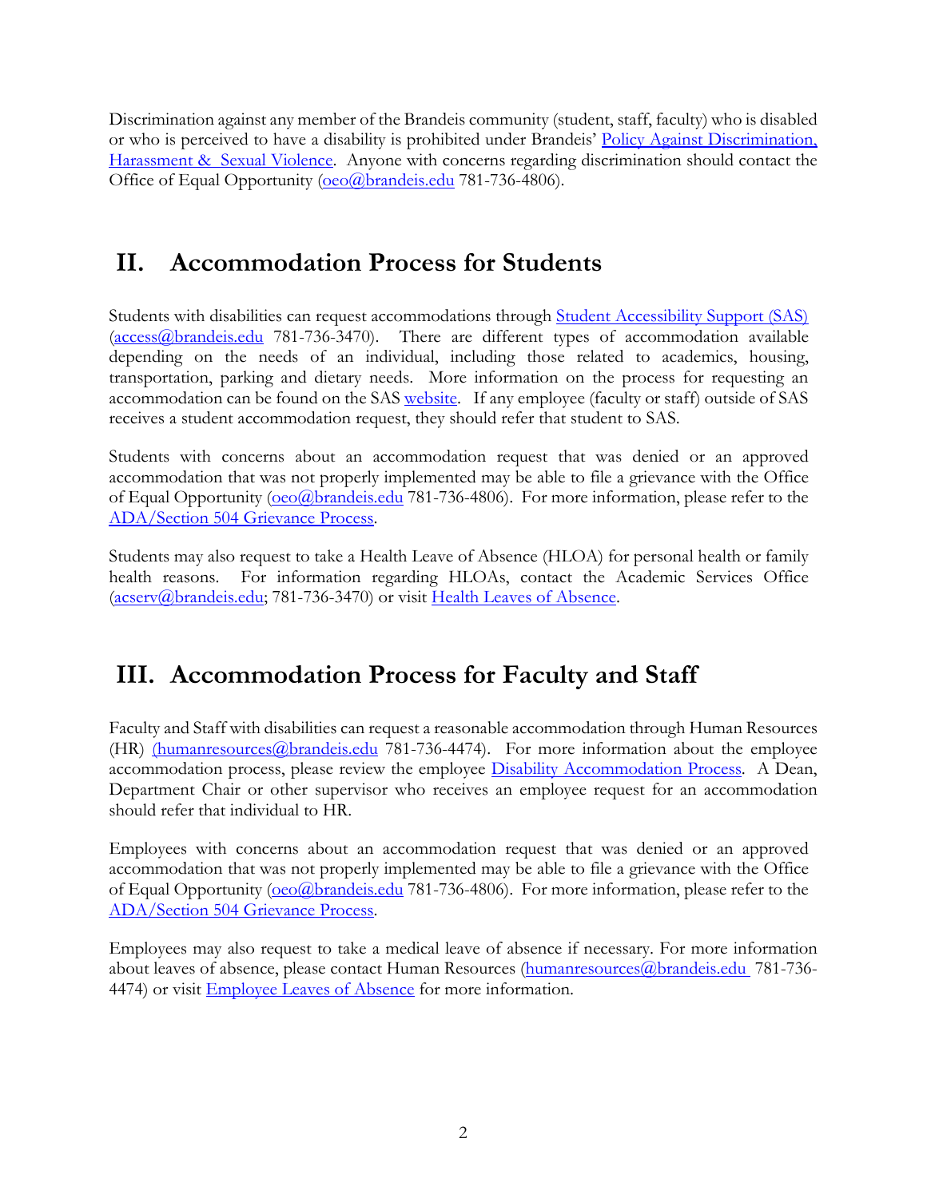Discrimination against any member of the Brandeis community (student, staff, faculty) who is disabled or who is perceived to have a disability is prohibited under Brandeis' Policy Against Discrimination, Harassment & Sexual Violence. Anyone with concerns regarding discrimination should contact the Office of Equal Opportunity (oeo@brandeis.edu 781-736-4806).

## II. Accommodation Process for Students

Students with disabilities can request accommodations through Student Accessibility Support (SAS) (access@brandeis.edu 781-736-3470). There are different types of accommodation available depending on the needs of an individual, including those related to academics, housing, transportation, parking and dietary needs. More information on the process for requesting an accommodation can be found on the SAS website. If any employee (faculty or staff) outside of SAS receives a student accommodation request, they should refer that student to SAS.

Students with concerns about an accommodation request that was denied or an approved accommodation that was not properly implemented may be able to file a grievance with the Office of Equal Opportunity (oeo@brandeis.edu 781-736-4806). For more information, please refer to the ADA/Section 504 Grievance Process.

Students may also request to take a Health Leave of Absence (HLOA) for personal health or family health reasons. For information regarding HLOAs, contact the Academic Services Office (acserv@brandeis.edu; 781-736-3470) or visit Health Leaves of Absence.

## III. Accommodation Process for Faculty and Staff

Faculty and Staff with disabilities can request a reasonable accommodation through Human Resources (HR) (humanresources@brandeis.edu 781-736-4474). For more information about the employee accommodation process, please review the employee Disability Accommodation Process. A Dean, Department Chair or other supervisor who receives an employee request for an accommodation should refer that individual to HR.

Employees with concerns about an accommodation request that was denied or an approved accommodation that was not properly implemented may be able to file a grievance with the Office of Equal Opportunity (oeo@brandeis.edu 781-736-4806). For more information, please refer to the ADA/Section 504 Grievance Process.

Employees may also request to take a medical leave of absence if necessary. For more information about leaves of absence, please contact Human Resources (humanresources@brandeis.edu 781-736-4474) or visit Employee Leaves of Absence for more information.